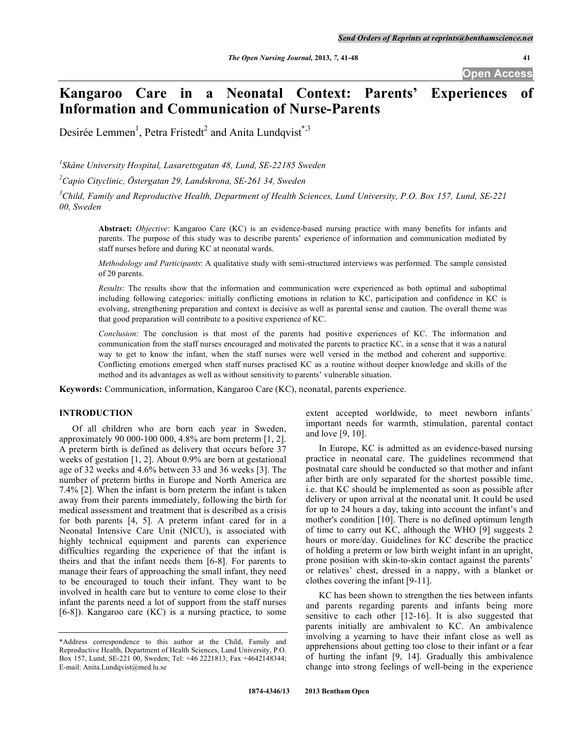# Kangaroo Care in a Neonatal Context: Parents' Experiences of Information and Communication of Nurse-Parents

Desirée Lemmen[1], Petra Fristedt[2] and Anita Lundqvist[*,3]

[1]*Skåne University Hospital, Lasarettsgatan 48, Lund, SE-22185 Sweden*

[2]*Capio Cityclinic, Östergatan 29, Landskrona, SE-261 34, Sweden*

[3]*Child, Family and Reproductive Health, Department of Health Sciences, Lund University, P.O. Box 157, Lund, SE-221 00, Sweden*

**Abstract:** *Objective*: Kangaroo Care (KC) is an evidence-based nursing practice with many benefits for infants and parents. The purpose of this study was to describe parents' experience of information and communication mediated by staff nurses before and during KC at neonatal wards.

*Methodology and Participants*: A qualitative study with semi-structured interviews was performed. The sample consisted of 20 parents.

*Results*: The results show that the information and communication were experienced as both optimal and suboptimal including following categories: initially conflicting emotions in relation to KC, participation and confidence in KC is evolving, strengthening preparation and context is decisive as well as parental sense and caution. The overall theme was that good preparation will contribute to a positive experience of KC.

*Conclusion*: The conclusion is that most of the parents had positive experiences of KC. The information and communication from the staff nurses encouraged and motivated the parents to practice KC, in a sense that it was a natural way to get to know the infant, when the staff nurses were well versed in the method and coherent and supportive. Conflicting emotions emerged when staff nurses practised KC as a routine without deeper knowledge and skills of the method and its advantages as well as without sensitivity to parents' vulnerable situation.

**Keywords:** Communication, information, Kangaroo Care (KC), neonatal, parents experience.

## INTRODUCTION

Of all children who are born each year in Sweden, approximately 90 000-100 000, 4.8% are born preterm [1, 2]. A preterm birth is defined as delivery that occurs before 37 weeks of gestation [1, 2]. About 0.9% are born at gestational age of 32 weeks and 4.6% between 33 and 36 weeks [3]. The number of preterm births in Europe and North America are 7.4% [2]. When the infant is born preterm the infant is taken away from their parents immediately, following the birth for medical assessment and treatment that is described as a crisis for both parents [4, 5]. A preterm infant cared for in a Neonatal Intensive Care Unit (NICU), is associated with highly technical equipment and parents can experience difficulties regarding the experience of that the infant is theirs and that the infant needs them [6-8]. For parents to manage their fears of approaching the small infant, they need to be encouraged to touch their infant. They want to be involved in health care but to venture to come close to their infant the parents need a lot of support from the staff nurses [6-8]). Kangaroo care (KC) is a nursing practice, to some extent accepted worldwide, to meet newborn infants´ important needs for warmth, stimulation, parental contact and love [9, 10].

In Europe, KC is admitted as an evidence-based nursing practice in neonatal care. The guidelines recommend that postnatal care should be conducted so that mother and infant after birth are only separated for the shortest possible time, i.e. that KC should be implemented as soon as possible after delivery or upon arrival at the neonatal unit. It could be used for up to 24 hours a day, taking into account the infant's and mother's condition [10]. There is no defined optimum length of time to carry out KC, although the WHO [9] suggests 2 hours or more/day. Guidelines for KC describe the practice of holding a preterm or low birth weight infant in an upright, prone position with skin-to-skin contact against the parents' or relatives' chest, dressed in a nappy, with a blanket or clothes covering the infant [9-11].

KC has been shown to strengthen the ties between infants and parents regarding parents and infants being more sensitive to each other [12-16]. It is also suggested that parents initially are ambivalent to KC. An ambivalence involving a yearning to have their infant close as well as apprehensions about getting too close to their infant or a fear of hurting the infant [9, 14]. Gradually this ambivalence change into strong feelings of well-being in the experience

\*Address correspondence to this author at the Child, Family and Reproductive Health, Department of Health Sciences, Lund University, P.O. Box 157, Lund, SE-221 00, Sweden; Tel: +46 2221813; Fax +4642148344; E-mail: Anita.Lundqvist@med.lu.se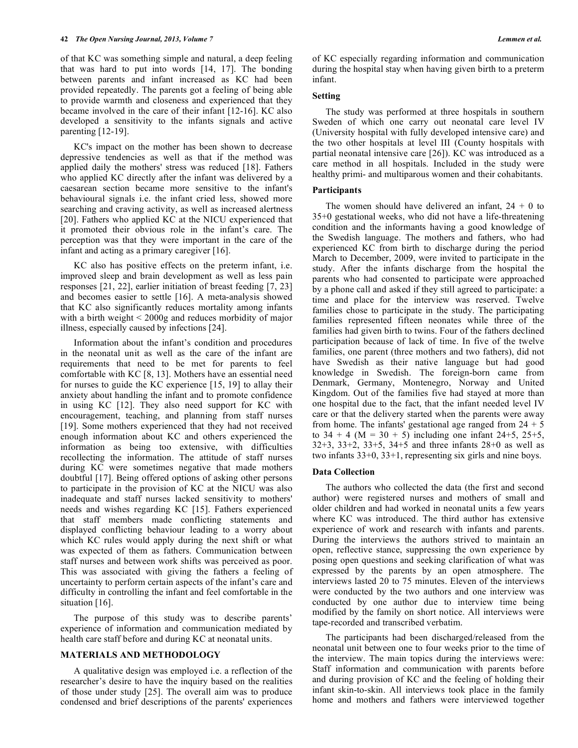of that KC was something simple and natural, a deep feeling that was hard to put into words [14, 17]. The bonding between parents and infant increased as KC had been provided repeatedly. The parents got a feeling of being able to provide warmth and closeness and experienced that they became involved in the care of their infant [12-16]. KC also developed a sensitivity to the infants signals and active parenting [12-19].

KC's impact on the mother has been shown to decrease depressive tendencies as well as that if the method was applied daily the mothers' stress was reduced [18]. Fathers who applied KC directly after the infant was delivered by a caesarean section became more sensitive to the infant's behavioural signals i.e. the infant cried less, showed more searching and craving activity, as well as increased alertness [20]. Fathers who applied KC at the NICU experienced that it promoted their obvious role in the infant's care. The perception was that they were important in the care of the infant and acting as a primary caregiver [16].

KC also has positive effects on the preterm infant, i.e. improved sleep and brain development as well as less pain responses [21, 22], earlier initiation of breast feeding [7, 23] and becomes easier to settle [16]. A meta-analysis showed that KC also significantly reduces mortality among infants with a birth weight < 2000g and reduces morbidity of major illness, especially caused by infections [24].

Information about the infant's condition and procedures in the neonatal unit as well as the care of the infant are requirements that need to be met for parents to feel comfortable with KC [8, 13]. Mothers have an essential need for nurses to guide the KC experience [15, 19] to allay their anxiety about handling the infant and to promote confidence in using KC [12]. They also need support for KC with encouragement, teaching, and planning from staff nurses [19]. Some mothers experienced that they had not received enough information about KC and others experienced the information as being too extensive, with difficulties recollecting the information. The attitude of staff nurses during KC were sometimes negative that made mothers doubtful [17]. Being offered options of asking other persons to participate in the provision of KC at the NICU was also inadequate and staff nurses lacked sensitivity to mothers' needs and wishes regarding KC [15]. Fathers experienced that staff members made conflicting statements and displayed conflicting behaviour leading to a worry about which KC rules would apply during the next shift or what was expected of them as fathers. Communication between staff nurses and between work shifts was perceived as poor. This was associated with giving the fathers a feeling of uncertainty to perform certain aspects of the infant's care and difficulty in controlling the infant and feel comfortable in the situation [16].

The purpose of this study was to describe parents' experience of information and communication mediated by health care staff before and during KC at neonatal units.

## MATERIALS AND METHODOLOGY

A qualitative design was employed i.e. a reflection of the researcher's desire to have the inquiry based on the realities of those under study [25]. The overall aim was to produce condensed and brief descriptions of the parents' experiences of KC especially regarding information and communication during the hospital stay when having given birth to a preterm infant.

### Setting

The study was performed at three hospitals in southern Sweden of which one carry out neonatal care level IV (University hospital with fully developed intensive care) and the two other hospitals at level III (County hospitals with partial neonatal intensive care [26]). KC was introduced as a care method in all hospitals. Included in the study were healthy primi- and multiparous women and their cohabitants.

### Participants

The women should have delivered an infant, 24 + 0 to 35+0 gestational weeks, who did not have a life-threatening condition and the informants having a good knowledge of the Swedish language. The mothers and fathers, who had experienced KC from birth to discharge during the period March to December, 2009, were invited to participate in the study. After the infants discharge from the hospital the parents who had consented to participate were approached by a phone call and asked if they still agreed to participate: a time and place for the interview was reserved. Twelve families chose to participate in the study. The participating families represented fifteen neonates while three of the families had given birth to twins. Four of the fathers declined participation because of lack of time. In five of the twelve families, one parent (three mothers and two fathers), did not have Swedish as their native language but had good knowledge in Swedish. The foreign-born came from Denmark, Germany, Montenegro, Norway and United Kingdom. Out of the families five had stayed at more than one hospital due to the fact, that the infant needed level IV care or that the delivery started when the parents were away from home. The infants' gestational age ranged from 24 + 5 to 34 + 4 (M = 30 + 5) including one infant 24+5, 25+5, 32+3, 33+2, 33+5, 34+5 and three infants 28+0 as well as two infants 33+0, 33+1, representing six girls and nine boys.

### Data Collection

The authors who collected the data (the first and second author) were registered nurses and mothers of small and older children and had worked in neonatal units a few years where KC was introduced. The third author has extensive experience of work and research with infants and parents. During the interviews the authors strived to maintain an open, reflective stance, suppressing the own experience by posing open questions and seeking clarification of what was expressed by the parents by an open atmosphere. The interviews lasted 20 to 75 minutes. Eleven of the interviews were conducted by the two authors and one interview was conducted by one author due to interview time being modified by the family on short notice. All interviews were tape-recorded and transcribed verbatim.

The participants had been discharged/released from the neonatal unit between one to four weeks prior to the time of the interview. The main topics during the interviews were: Staff information and communication with parents before and during provision of KC and the feeling of holding their infant skin-to-skin. All interviews took place in the family home and mothers and fathers were interviewed together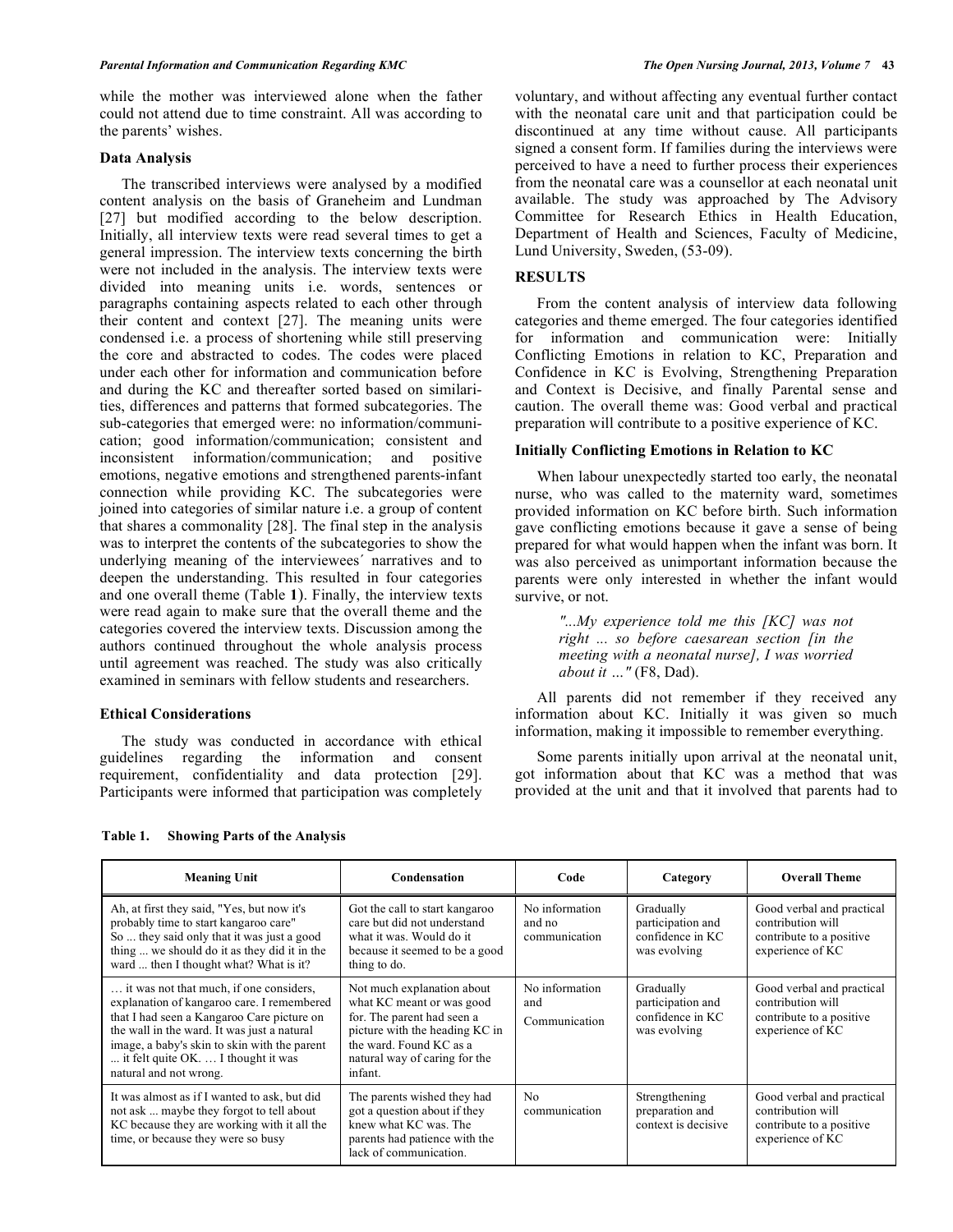while the mother was interviewed alone when the father could not attend due to time constraint. All was according to the parents' wishes.

### Data Analysis

The transcribed interviews were analysed by a modified content analysis on the basis of Graneheim and Lundman [27] but modified according to the below description. Initially, all interview texts were read several times to get a general impression. The interview texts concerning the birth were not included in the analysis. The interview texts were divided into meaning units i.e. words, sentences or paragraphs containing aspects related to each other through their content and context [27]. The meaning units were condensed i.e. a process of shortening while still preserving the core and abstracted to codes. The codes were placed under each other for information and communication before and during the KC and thereafter sorted based on similarities, differences and patterns that formed subcategories. The sub-categories that emerged were: no information/communication; good information/communication; consistent and inconsistent information/communication; and positive emotions, negative emotions and strengthened parents-infant connection while providing KC. The subcategories were joined into categories of similar nature i.e. a group of content that shares a commonality [28]. The final step in the analysis was to interpret the contents of the subcategories to show the underlying meaning of the interviewees´ narratives and to deepen the understanding. This resulted in four categories and one overall theme (Table **1**). Finally, the interview texts were read again to make sure that the overall theme and the categories covered the interview texts. Discussion among the authors continued throughout the whole analysis process until agreement was reached. The study was also critically examined in seminars with fellow students and researchers.

### Ethical Considerations

The study was conducted in accordance with ethical guidelines regarding the information and consent requirement, confidentiality and data protection [29]. Participants were informed that participation was completely voluntary, and without affecting any eventual further contact with the neonatal care unit and that participation could be discontinued at any time without cause. All participants signed a consent form. If families during the interviews were perceived to have a need to further process their experiences from the neonatal care was a counsellor at each neonatal unit available. The study was approached by The Advisory Committee for Research Ethics in Health Education, Department of Health and Sciences, Faculty of Medicine, Lund University, Sweden, (53-09).

## RESULTS

From the content analysis of interview data following categories and theme emerged. The four categories identified for information and communication were: Initially Conflicting Emotions in relation to KC, Preparation and Confidence in KC is Evolving, Strengthening Preparation and Context is Decisive, and finally Parental sense and caution. The overall theme was: Good verbal and practical preparation will contribute to a positive experience of KC.

### Initially Conflicting Emotions in Relation to KC

When labour unexpectedly started too early, the neonatal nurse, who was called to the maternity ward, sometimes provided information on KC before birth. Such information gave conflicting emotions because it gave a sense of being prepared for what would happen when the infant was born. It was also perceived as unimportant information because the parents were only interested in whether the infant would survive, or not.

> *"...My experience told me this [KC] was not right ... so before caesarean section [in the meeting with a neonatal nurse], I was worried about it …"* (F8, Dad).

All parents did not remember if they received any information about KC. Initially it was given so much information, making it impossible to remember everything.

Some parents initially upon arrival at the neonatal unit, got information about that KC was a method that was provided at the unit and that it involved that parents had to

**Table 1. Showing Parts of the Analysis**

| Meaning Unit | Condensation | Code | Category | Overall Theme |
|---|---|---|---|---|
| Ah, at first they said, "Yes, but now it's probably time to start kangaroo care" So ... they said only that it was just a good thing ... we should do it as they did it in the ward ... then I thought what? What is it? | Got the call to start kangaroo care but did not understand what it was. Would do it because it seemed to be a good thing to do. | No information and no communication | Gradually participation and confidence in KC was evolving | Good verbal and practical contribution will contribute to a positive experience of KC |
| … it was not that much, if one considers, explanation of kangaroo care. I remembered that I had seen a Kangaroo Care picture on the wall in the ward. It was just a natural image, a baby's skin to skin with the parent ... it felt quite OK. … I thought it was natural and not wrong. | Not much explanation about what KC meant or was good for. The parent had seen a picture with the heading KC in the ward. Found KC as a natural way of caring for the infant. | No information and Communication | Gradually participation and confidence in KC was evolving | Good verbal and practical contribution will contribute to a positive experience of KC |
| It was almost as if I wanted to ask, but did not ask ... maybe they forgot to tell about KC because they are working with it all the time, or because they were so busy | The parents wished they had got a question about if they knew what KC was. The parents had patience with the lack of communication. | No communication | Strengthening preparation and context is decisive | Good verbal and practical contribution will contribute to a positive experience of KC |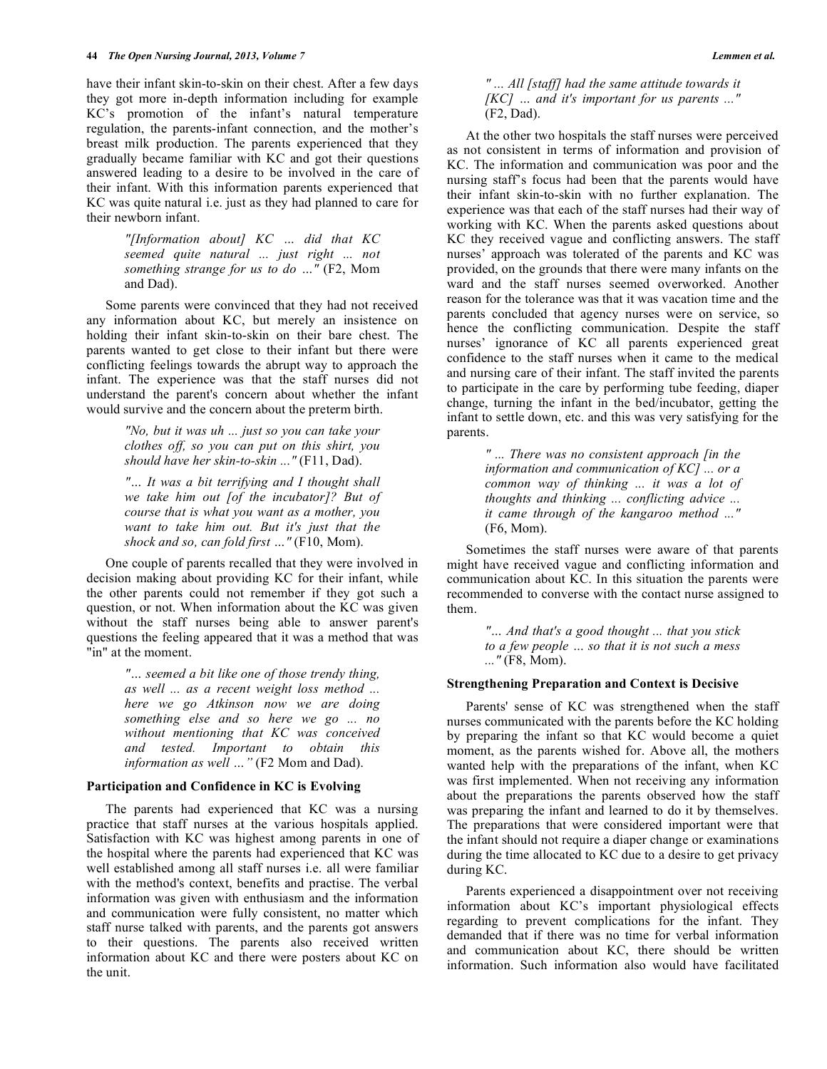have their infant skin-to-skin on their chest. After a few days they got more in-depth information including for example KC's promotion of the infant's natural temperature regulation, the parents-infant connection, and the mother's breast milk production. The parents experienced that they gradually became familiar with KC and got their questions answered leading to a desire to be involved in the care of their infant. With this information parents experienced that KC was quite natural i.e. just as they had planned to care for their newborn infant.

> *"[Information about] KC ... did that KC seemed quite natural ... just right ... not something strange for us to do ..."* (F2, Mom and Dad).

Some parents were convinced that they had not received any information about KC, but merely an insistence on holding their infant skin-to-skin on their bare chest. The parents wanted to get close to their infant but there were conflicting feelings towards the abrupt way to approach the infant. The experience was that the staff nurses did not understand the parent's concern about whether the infant would survive and the concern about the preterm birth.

> *"No, but it was uh ... just so you can take your clothes off, so you can put on this shirt, you should have her skin-to-skin ..."* (F11, Dad).

> *"... It was a bit terrifying and I thought shall we take him out [of the incubator]? But of course that is what you want as a mother, you want to take him out. But it's just that the shock and so, can fold first ..."* (F10, Mom).

One couple of parents recalled that they were involved in decision making about providing KC for their infant, while the other parents could not remember if they got such a question, or not. When information about the KC was given without the staff nurses being able to answer parent's questions the feeling appeared that it was a method that was "in" at the moment.

> *"... seemed a bit like one of those trendy thing, as well ... as a recent weight loss method ... here we go Atkinson now we are doing something else and so here we go ... no without mentioning that KC was conceived and tested. Important to obtain this information as well ..."* (F2 Mom and Dad).

### Participation and Confidence in KC is Evolving

The parents had experienced that KC was a nursing practice that staff nurses at the various hospitals applied. Satisfaction with KC was highest among parents in one of the hospital where the parents had experienced that KC was well established among all staff nurses i.e. all were familiar with the method's context, benefits and practise. The verbal information was given with enthusiasm and the information and communication were fully consistent, no matter which staff nurse talked with parents, and the parents got answers to their questions. The parents also received written information about KC and there were posters about KC on the unit.

> *" ... All [staff] had the same attitude towards it [KC] ... and it's important for us parents ..."* (F2, Dad).

At the other two hospitals the staff nurses were perceived as not consistent in terms of information and provision of KC. The information and communication was poor and the nursing staff's focus had been that the parents would have their infant skin-to-skin with no further explanation. The experience was that each of the staff nurses had their way of working with KC. When the parents asked questions about KC they received vague and conflicting answers. The staff nurses' approach was tolerated of the parents and KC was provided, on the grounds that there were many infants on the ward and the staff nurses seemed overworked. Another reason for the tolerance was that it was vacation time and the parents concluded that agency nurses were on service, so hence the conflicting communication. Despite the staff nurses' ignorance of KC all parents experienced great confidence to the staff nurses when it came to the medical and nursing care of their infant. The staff invited the parents to participate in the care by performing tube feeding, diaper change, turning the infant in the bed/incubator, getting the infant to settle down, etc. and this was very satisfying for the parents.

> *" ... There was no consistent approach [in the information and communication of KC] ... or a common way of thinking ... it was a lot of thoughts and thinking ... conflicting advice ... it came through of the kangaroo method ..."* (F6, Mom).

Sometimes the staff nurses were aware of that parents might have received vague and conflicting information and communication about KC. In this situation the parents were recommended to converse with the contact nurse assigned to them.

> *"... And that's a good thought ... that you stick to a few people ... so that it is not such a mess ..."* (F8, Mom).

### Strengthening Preparation and Context is Decisive

Parents' sense of KC was strengthened when the staff nurses communicated with the parents before the KC holding by preparing the infant so that KC would become a quiet moment, as the parents wished for. Above all, the mothers wanted help with the preparations of the infant, when KC was first implemented. When not receiving any information about the preparations the parents observed how the staff was preparing the infant and learned to do it by themselves. The preparations that were considered important were that the infant should not require a diaper change or examinations during the time allocated to KC due to a desire to get privacy during KC.

Parents experienced a disappointment over not receiving information about KC's important physiological effects regarding to prevent complications for the infant. They demanded that if there was no time for verbal information and communication about KC, there should be written information. Such information also would have facilitated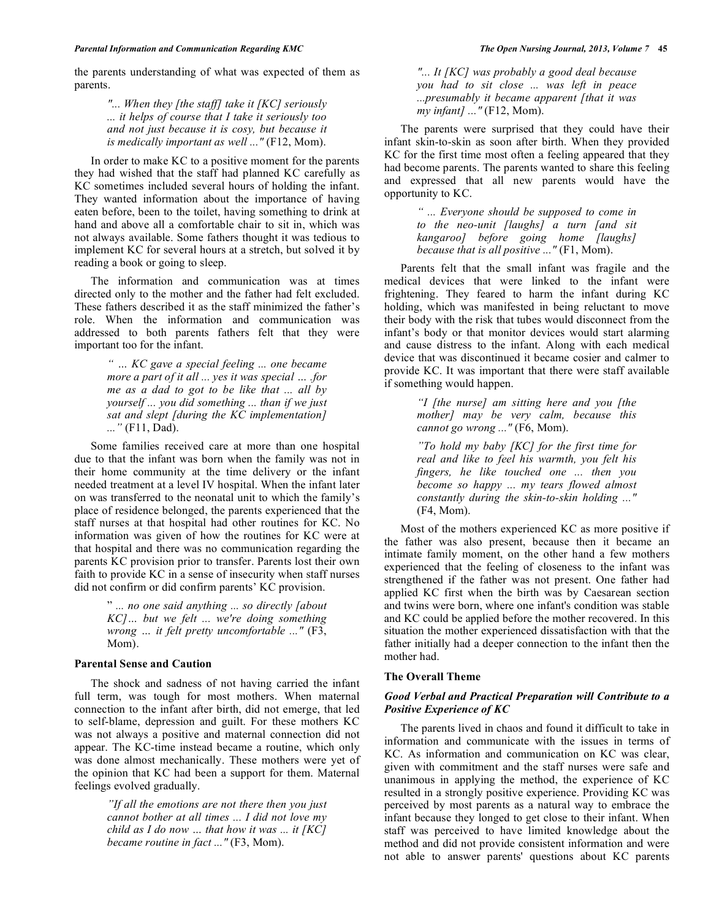the parents understanding of what was expected of them as parents.

> *"... When they [the staff] take it [KC] seriously ... it helps of course that I take it seriously too and not just because it is cosy, but because it is medically important as well ..."* (F12, Mom).

In order to make KC to a positive moment for the parents they had wished that the staff had planned KC carefully as KC sometimes included several hours of holding the infant. They wanted information about the importance of having eaten before, been to the toilet, having something to drink at hand and above all a comfortable chair to sit in, which was not always available. Some fathers thought it was tedious to implement KC for several hours at a stretch, but solved it by reading a book or going to sleep.

The information and communication was at times directed only to the mother and the father had felt excluded. These fathers described it as the staff minimized the father's role. When the information and communication was addressed to both parents fathers felt that they were important too for the infant.

> *" … KC gave a special feeling ... one became more a part of it all ... yes it was special … .for me as a dad to got to be like that … all by yourself ... you did something ... than if we just sat and slept [during the KC implementation] ..."* (F11, Dad).

Some families received care at more than one hospital due to that the infant was born when the family was not in their home community at the time delivery or the infant needed treatment at a level IV hospital. When the infant later on was transferred to the neonatal unit to which the family's place of residence belonged, the parents experienced that the staff nurses at that hospital had other routines for KC. No information was given of how the routines for KC were at that hospital and there was no communication regarding the parents KC provision prior to transfer. Parents lost their own faith to provide KC in a sense of insecurity when staff nurses did not confirm or did confirm parents' KC provision.

> "*... no one said anything ... so directly [about KC]… but we felt ... we're doing something wrong … it felt pretty uncomfortable ..."* (F3, Mom).

### Parental Sense and Caution

The shock and sadness of not having carried the infant full term, was tough for most mothers. When maternal connection to the infant after birth, did not emerge, that led to self-blame, depression and guilt. For these mothers KC was not always a positive and maternal connection did not appear. The KC-time instead became a routine, which only was done almost mechanically. These mothers were yet of the opinion that KC had been a support for them. Maternal feelings evolved gradually.

> *"If all the emotions are not there then you just cannot bother at all times ... I did not love my child as I do now … that how it was ... it [KC] became routine in fact ..."* (F3, Mom).

> *"... It [KC] was probably a good deal because you had to sit close ... was left in peace ...presumably it became apparent [that it was my infant] ..."* (F12, Mom).

The parents were surprised that they could have their infant skin-to-skin as soon after birth. When they provided KC for the first time most often a feeling appeared that they had become parents. The parents wanted to share this feeling and expressed that all new parents would have the opportunity to KC.

> *" ... Everyone should be supposed to come in to the neo-unit [laughs] a turn [and sit kangaroo] before going home [laughs] because that is all positive ..."* (F1, Mom).

Parents felt that the small infant was fragile and the medical devices that were linked to the infant were frightening. They feared to harm the infant during KC holding, which was manifested in being reluctant to move their body with the risk that tubes would disconnect from the infant's body or that monitor devices would start alarming and cause distress to the infant. Along with each medical device that was discontinued it became cosier and calmer to provide KC. It was important that there were staff available if something would happen.

> *"I [the nurse] am sitting here and you [the mother] may be very calm, because this cannot go wrong ..."* (F6, Mom).

> *"To hold my baby [KC] for the first time for real and like to feel his warmth, you felt his fingers, he like touched one ... then you become so happy ... my tears flowed almost constantly during the skin-to-skin holding ..."* (F4, Mom).

Most of the mothers experienced KC as more positive if the father was also present, because then it became an intimate family moment, on the other hand a few mothers experienced that the feeling of closeness to the infant was strengthened if the father was not present. One father had applied KC first when the birth was by Caesarean section and twins were born, where one infant's condition was stable and KC could be applied before the mother recovered. In this situation the mother experienced dissatisfaction with that the father initially had a deeper connection to the infant then the mother had.

### The Overall Theme

#### *Good Verbal and Practical Preparation will Contribute to a Positive Experience of KC*

The parents lived in chaos and found it difficult to take in information and communicate with the issues in terms of KC. As information and communication on KC was clear, given with commitment and the staff nurses were safe and unanimous in applying the method, the experience of KC resulted in a strongly positive experience. Providing KC was perceived by most parents as a natural way to embrace the infant because they longed to get close to their infant. When staff was perceived to have limited knowledge about the method and did not provide consistent information and were not able to answer parents' questions about KC parents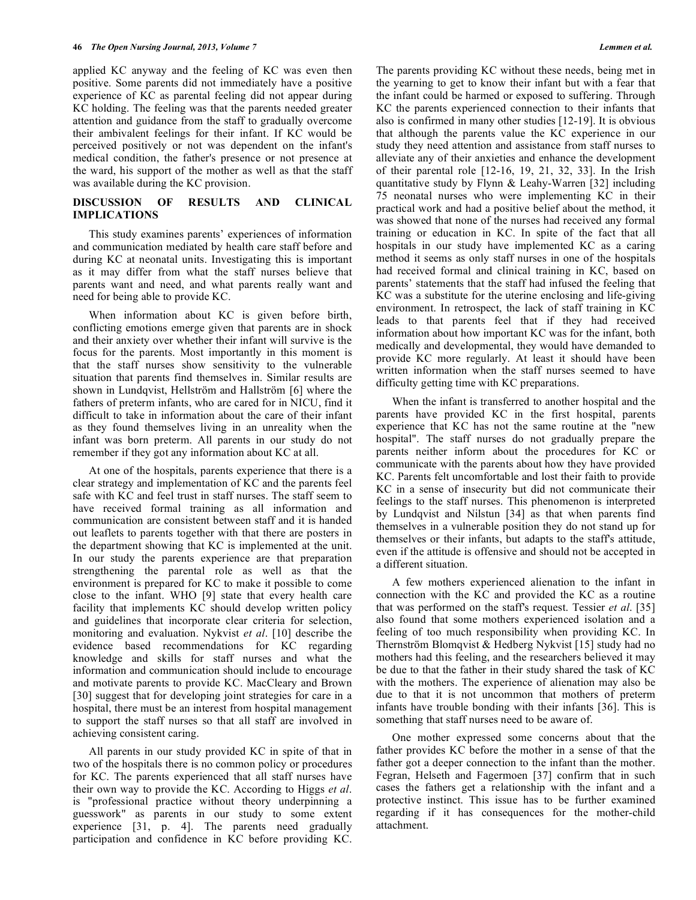applied KC anyway and the feeling of KC was even then positive. Some parents did not immediately have a positive experience of KC as parental feeling did not appear during KC holding. The feeling was that the parents needed greater attention and guidance from the staff to gradually overcome their ambivalent feelings for their infant. If KC would be perceived positively or not was dependent on the infant's medical condition, the father's presence or not presence at the ward, his support of the mother as well as that the staff was available during the KC provision.

## DISCUSSION OF RESULTS AND CLINICAL IMPLICATIONS

This study examines parents' experiences of information and communication mediated by health care staff before and during KC at neonatal units. Investigating this is important as it may differ from what the staff nurses believe that parents want and need, and what parents really want and need for being able to provide KC.

When information about KC is given before birth, conflicting emotions emerge given that parents are in shock and their anxiety over whether their infant will survive is the focus for the parents. Most importantly in this moment is that the staff nurses show sensitivity to the vulnerable situation that parents find themselves in. Similar results are shown in Lundqvist, Hellström and Hallström [6] where the fathers of preterm infants, who are cared for in NICU, find it difficult to take in information about the care of their infant as they found themselves living in an unreality when the infant was born preterm. All parents in our study do not remember if they got any information about KC at all.

At one of the hospitals, parents experience that there is a clear strategy and implementation of KC and the parents feel safe with KC and feel trust in staff nurses. The staff seem to have received formal training as all information and communication are consistent between staff and it is handed out leaflets to parents together with that there are posters in the department showing that KC is implemented at the unit. In our study the parents experience are that preparation strengthening the parental role as well as that the environment is prepared for KC to make it possible to come close to the infant. WHO [9] state that every health care facility that implements KC should develop written policy and guidelines that incorporate clear criteria for selection, monitoring and evaluation. Nykvist *et al*. [10] describe the evidence based recommendations for KC regarding knowledge and skills for staff nurses and what the information and communication should include to encourage and motivate parents to provide KC. MacCleary and Brown [30] suggest that for developing joint strategies for care in a hospital, there must be an interest from hospital management to support the staff nurses so that all staff are involved in achieving consistent caring.

All parents in our study provided KC in spite of that in two of the hospitals there is no common policy or procedures for KC. The parents experienced that all staff nurses have their own way to provide the KC. According to Higgs *et al*. is "professional practice without theory underpinning a guesswork" as parents in our study to some extent experience [31, p. 4]. The parents need gradually participation and confidence in KC before providing KC. The parents providing KC without these needs, being met in the yearning to get to know their infant but with a fear that the infant could be harmed or exposed to suffering. Through KC the parents experienced connection to their infants that also is confirmed in many other studies [12-19]. It is obvious that although the parents value the KC experience in our study they need attention and assistance from staff nurses to alleviate any of their anxieties and enhance the development of their parental role [12-16, 19, 21, 32, 33]. In the Irish quantitative study by Flynn & Leahy-Warren [32] including 75 neonatal nurses who were implementing KC in their practical work and had a positive belief about the method, it was showed that none of the nurses had received any formal training or education in KC. In spite of the fact that all hospitals in our study have implemented KC as a caring method it seems as only staff nurses in one of the hospitals had received formal and clinical training in KC, based on parents' statements that the staff had infused the feeling that KC was a substitute for the uterine enclosing and life-giving environment. In retrospect, the lack of staff training in KC leads to that parents feel that if they had received information about how important KC was for the infant, both medically and developmental, they would have demanded to provide KC more regularly. At least it should have been written information when the staff nurses seemed to have difficulty getting time with KC preparations.

When the infant is transferred to another hospital and the parents have provided KC in the first hospital, parents experience that KC has not the same routine at the "new hospital". The staff nurses do not gradually prepare the parents neither inform about the procedures for KC or communicate with the parents about how they have provided KC. Parents felt uncomfortable and lost their faith to provide KC in a sense of insecurity but did not communicate their feelings to the staff nurses. This phenomenon is interpreted by Lundqvist and Nilstun [34] as that when parents find themselves in a vulnerable position they do not stand up for themselves or their infants, but adapts to the staff's attitude, even if the attitude is offensive and should not be accepted in a different situation.

A few mothers experienced alienation to the infant in connection with the KC and provided the KC as a routine that was performed on the staff's request. Tessier *et al*. [35] also found that some mothers experienced isolation and a feeling of too much responsibility when providing KC. In Thernström Blomqvist & Hedberg Nykvist [15] study had no mothers had this feeling, and the researchers believed it may be due to that the father in their study shared the task of KC with the mothers. The experience of alienation may also be due to that it is not uncommon that mothers of preterm infants have trouble bonding with their infants [36]. This is something that staff nurses need to be aware of.

One mother expressed some concerns about that the father provides KC before the mother in a sense of that the father got a deeper connection to the infant than the mother. Fegran, Helseth and Fagermoen [37] confirm that in such cases the fathers get a relationship with the infant and a protective instinct. This issue has to be further examined regarding if it has consequences for the mother-child attachment.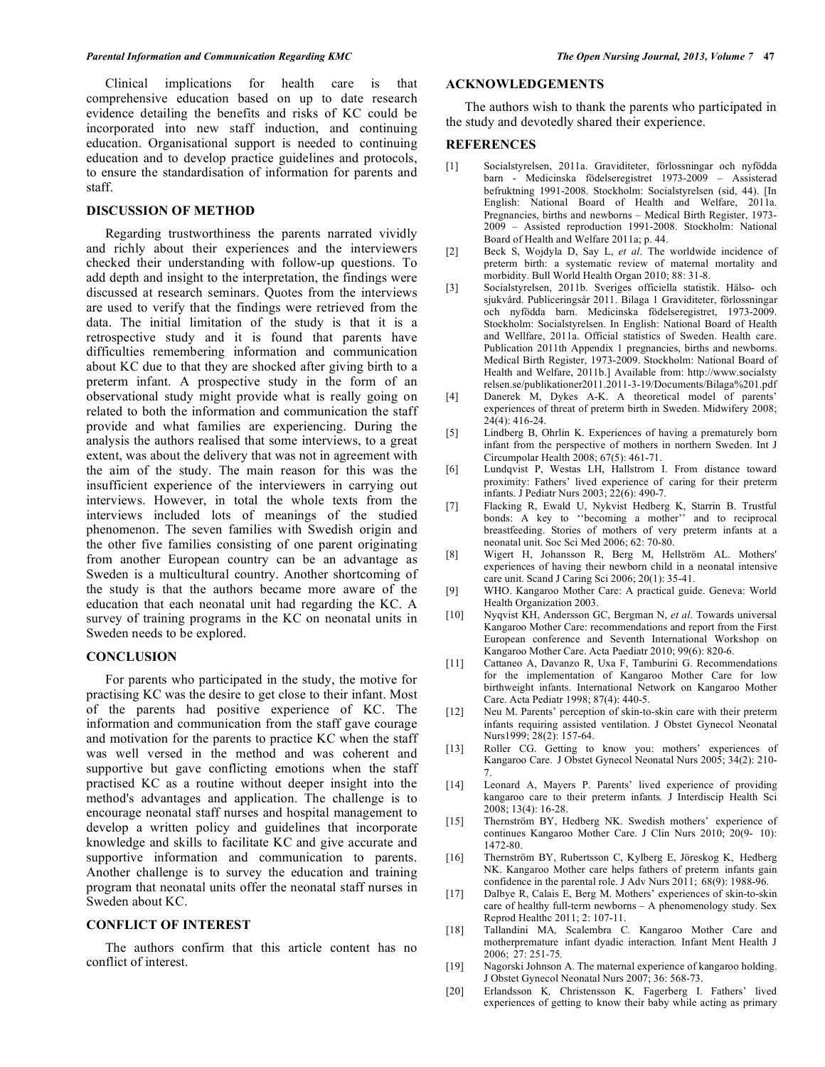Clinical implications for health care is that comprehensive education based on up to date research evidence detailing the benefits and risks of KC could be incorporated into new staff induction, and continuing education. Organisational support is needed to continuing education and to develop practice guidelines and protocols, to ensure the standardisation of information for parents and staff.

## DISCUSSION OF METHOD

Regarding trustworthiness the parents narrated vividly and richly about their experiences and the interviewers checked their understanding with follow-up questions. To add depth and insight to the interpretation, the findings were discussed at research seminars. Quotes from the interviews are used to verify that the findings were retrieved from the data. The initial limitation of the study is that it is a retrospective study and it is found that parents have difficulties remembering information and communication about KC due to that they are shocked after giving birth to a preterm infant. A prospective study in the form of an observational study might provide what is really going on related to both the information and communication the staff provide and what families are experiencing. During the analysis the authors realised that some interviews, to a great extent, was about the delivery that was not in agreement with the aim of the study. The main reason for this was the insufficient experience of the interviewers in carrying out interviews. However, in total the whole texts from the interviews included lots of meanings of the studied phenomenon. The seven families with Swedish origin and the other five families consisting of one parent originating from another European country can be an advantage as Sweden is a multicultural country. Another shortcoming of the study is that the authors became more aware of the education that each neonatal unit had regarding the KC. A survey of training programs in the KC on neonatal units in Sweden needs to be explored.

## CONCLUSION

For parents who participated in the study, the motive for practising KC was the desire to get close to their infant. Most of the parents had positive experience of KC. The information and communication from the staff gave courage and motivation for the parents to practice KC when the staff was well versed in the method and was coherent and supportive but gave conflicting emotions when the staff practised KC as a routine without deeper insight into the method's advantages and application. The challenge is to encourage neonatal staff nurses and hospital management to develop a written policy and guidelines that incorporate knowledge and skills to facilitate KC and give accurate and supportive information and communication to parents. Another challenge is to survey the education and training program that neonatal units offer the neonatal staff nurses in Sweden about KC.

## CONFLICT OF INTEREST

The authors confirm that this article content has no conflict of interest.

## ACKNOWLEDGEMENTS

The authors wish to thank the parents who participated in the study and devotedly shared their experience.

## REFERENCES

[1] Socialstyrelsen, 2011a. Graviditeter, förlossningar och nyfödda barn - Medicinska födelseregistret 1973-2009 – Assisterad befruktning 1991-2008. Stockholm: Socialstyrelsen (sid, 44). [In English: National Board of Health and Welfare, 2011a. Pregnancies, births and newborns – Medical Birth Register, 1973-2009 – Assisted reproduction 1991-2008. Stockholm: National Board of Health and Welfare 2011a; p. 44.

[2] Beck S, Wojdyla D, Say L, *et al*. The worldwide incidence of preterm birth: a systematic review of maternal mortality and morbidity. Bull World Health Organ 2010; 88: 31-8.

[3] Socialstyrelsen, 2011b. Sveriges officiella statistik. Hälso- och sjukvård. Publiceringsår 2011. Bilaga 1 Graviditeter, förlossningar och nyfödda barn. Medicinska födelseregistret, 1973-2009. Stockholm: Socialstyrelsen. In English: National Board of Health and Wellfare, 2011a. Official statistics of Sweden. Health care. Publication 2011th Appendix 1 pregnancies, births and newborns. Medical Birth Register, 1973-2009. Stockholm: National Board of Health and Welfare, 2011b.] Available from: http://www.socialstyrelsen.se/publikationer2011.2011-3-19/Documents/Bilaga%201.pdf

[4] Danerek M, Dykes A-K. A theoretical model of parents' experiences of threat of preterm birth in Sweden. Midwifery 2008; 24(4): 416-24.

[5] Lindberg B, Ohrlin K. Experiences of having a prematurely born infant from the perspective of mothers in northern Sweden. Int J Circumpolar Health 2008; 67(5): 461-71.

[6] Lundqvist P, Westas LH, Hallstrom I. From distance toward proximity: Fathers' lived experience of caring for their preterm infants. J Pediatr Nurs 2003; 22(6): 490-7.

[7] Flacking R, Ewald U, Nykvist Hedberg K, Starrin B. Trustful bonds: A key to ''becoming a mother'' and to reciprocal breastfeeding. Stories of mothers of very preterm infants at a neonatal unit. Soc Sci Med 2006; 62: 70-80.

[8] Wigert H, Johansson R, Berg M, Hellström AL. Mothers' experiences of having their newborn child in a neonatal intensive care unit. Scand J Caring Sci 2006; 20(1): 35-41.

[9] WHO. Kangaroo Mother Care: A practical guide. Geneva: World Health Organization 2003.

[10] Nyqvist KH, Andersson GC, Bergman N, *et al*. Towards universal Kangaroo Mother Care: recommendations and report from the First European conference and Seventh International Workshop on Kangaroo Mother Care. Acta Paediatr 2010; 99(6): 820-6.

[11] Cattaneo A, Davanzo R, Uxa F, Tamburini G. Recommendations for the implementation of Kangaroo Mother Care for low birthweight infants. International Network on Kangaroo Mother Care. Acta Pediatr 1998; 87(4): 440-5.

[12] Neu M. Parents' perception of skin-to-skin care with their preterm infants requiring assisted ventilation. J Obstet Gynecol Neonatal Nurs1999; 28(2): 157-64.

[13] Roller CG. Getting to know you: mothers' experiences of Kangaroo Care. J Obstet Gynecol Neonatal Nurs 2005; 34(2): 210-7.

[14] Leonard A, Mayers P. Parents' lived experience of providing kangaroo care to their preterm infants*.* J Interdiscip Health Sci 2008; 13(4): 16-28.

[15] Thernström BY, Hedberg NK. Swedish mothers' experience of continues Kangaroo Mother Care. J Clin Nurs 2010; 20(9- 10): 1472-80.

[16] Thernström BY, Rubertsson C, Kylberg E, Jöreskog K, Hedberg NK. Kangaroo Mother care helps fathers of preterm infants gain confidence in the parental role. J Adv Nurs 2011; 68(9): 1988-96.

[17] Dalbye R, Calais E, Berg M. Mothers' experiences of skin-to-skin care of healthy full-term newborns – A phenomenology study. Sex Reprod Healthc 2011; 2: 107-11.

[18] Tallandini MA*,* Scalembra C*.* Kangaroo Mother Care and motherpremature infant dyadic interaction*.* Infant Ment Health J 2006; 27: 251-75*.*

[19] Nagorski Johnson A. The maternal experience of kangaroo holding. J Obstet Gynecol Neonatal Nurs 2007; 36: 568-73.

[20] Erlandsson K*,* Christensson K*,* Fagerberg I. Fathers' lived experiences of getting to know their baby while acting as primary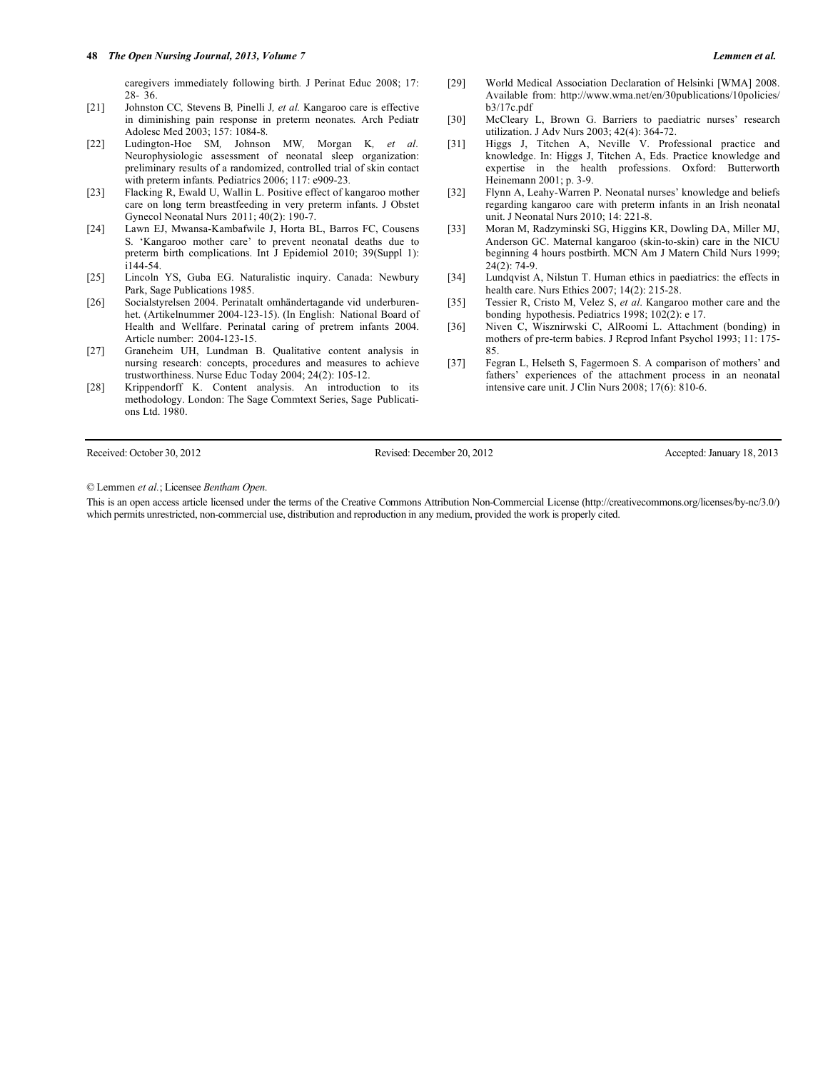caregivers immediately following birth. J Perinat Educ 2008; 17: 28- 36.

[21] Johnston CC, Stevens B, Pinelli J, *et al.* Kangaroo care is effective in diminishing pain response in preterm neonates. Arch Pediatr Adolesc Med 2003; 157: 1084-8.

[22] Ludington-Hoe SM, Johnson MW, Morgan K, *et al.* Neurophysiologic assessment of neonatal sleep organization: preliminary results of a randomized, controlled trial of skin contact with preterm infants. Pediatrics 2006; 117: e909-23.

[23] Flacking R, Ewald U, Wallin L. Positive effect of kangaroo mother care on long term breastfeeding in very preterm infants. J Obstet Gynecol Neonatal Nurs 2011; 40(2): 190-7.

[24] Lawn EJ, Mwansa-Kambafwile J, Horta BL, Barros FC, Cousens S. 'Kangaroo mother care' to prevent neonatal deaths due to preterm birth complications. Int J Epidemiol 2010; 39(Suppl 1): i144-54.

[25] Lincoln YS, Guba EG. Naturalistic inquiry. Canada: Newbury Park, Sage Publications 1985.

[26] Socialstyrelsen 2004. Perinatalt omhändertagande vid underburenhet. (Artikelnummer 2004-123-15). (In English: National Board of Health and Wellfare. Perinatal caring of pretrem infants 2004. Article number: 2004-123-15.

[27] Graneheim UH, Lundman B. Qualitative content analysis in nursing research: concepts, procedures and measures to achieve trustworthiness. Nurse Educ Today 2004; 24(2): 105-12.

[28] Krippendorff K. Content analysis. An introduction to its methodology. London: The Sage Commtext Series, Sage Publications Ltd. 1980.

[29] World Medical Association Declaration of Helsinki [WMA] 2008. Available from: http://www.wma.net/en/30publications/10policies/b3/17c.pdf

[30] McCleary L, Brown G. Barriers to paediatric nurses' research utilization. J Adv Nurs 2003; 42(4): 364-72.

[31] Higgs J, Titchen A, Neville V. Professional practice and knowledge. In: Higgs J, Titchen A, Eds. Practice knowledge and expertise in the health professions. Oxford: Butterworth Heinemann 2001; p. 3-9.

[32] Flynn A, Leahy-Warren P. Neonatal nurses' knowledge and beliefs regarding kangaroo care with preterm infants in an Irish neonatal unit. J Neonatal Nurs 2010; 14: 221-8.

[33] Moran M, Radzyminski SG, Higgins KR, Dowling DA, Miller MJ, Anderson GC. Maternal kangaroo (skin-to-skin) care in the NICU beginning 4 hours postbirth. MCN Am J Matern Child Nurs 1999; 24(2): 74-9.

[34] Lundqvist A, Nilstun T. Human ethics in paediatrics: the effects in health care. Nurs Ethics 2007; 14(2): 215-28.

[35] Tessier R, Cristo M, Velez S, *et al*. Kangaroo mother care and the bonding hypothesis. Pediatrics 1998; 102(2): e 17.

[36] Niven C, Wisznirwski C, AlRoomi L. Attachment (bonding) in mothers of pre-term babies. J Reprod Infant Psychol 1993; 11: 175-85.

[37] Fegran L, Helseth S, Fagermoen S. A comparison of mothers' and fathers' experiences of the attachment process in an neonatal intensive care unit. J Clin Nurs 2008; 17(6): 810-6.

Received: October 30, 2012 Revised: December 20, 2012 Accepted: January 18, 2013

© Lemmen *et al.*; Licensee *Bentham Open*.

This is an open access article licensed under the terms of the Creative Commons Attribution Non-Commercial License (http://creativecommons.org/licenses/by-nc/3.0/) which permits unrestricted, non-commercial use, distribution and reproduction in any medium, provided the work is properly cited.